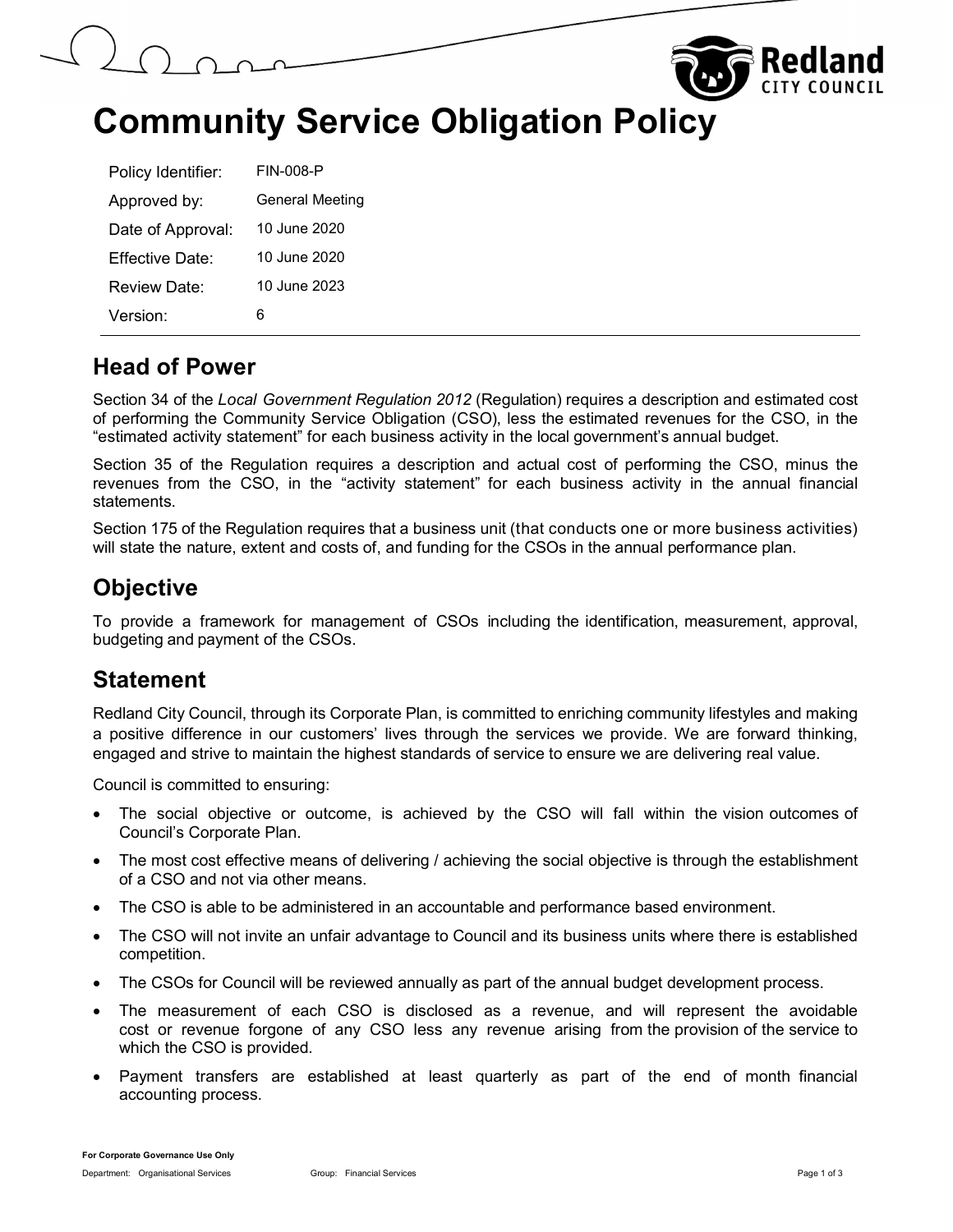# Community Service Obligation Policy

| Policy Identifier: | FIN-008-P |
|---|---|
| Approved by: | General Meeting |
| Date of Approval: | 10 June 2020 |
| Effective Date: | 10 June 2020 |
| Review Date: | 10 June 2023 |
| Version: | 6 |

## Head of Power

Section 34 of the *Local Government Regulation 2012* (Regulation) requires a description and estimated cost of performing the Community Service Obligation (CSO), less the estimated revenues for the CSO, in the "estimated activity statement" for each business activity in the local government's annual budget.

Section 35 of the Regulation requires a description and actual cost of performing the CSO, minus the revenues from the CSO, in the "activity statement" for each business activity in the annual financial statements.

Section 175 of the Regulation requires that a business unit (that conducts one or more business activities) will state the nature, extent and costs of, and funding for the CSOs in the annual performance plan.

## Objective

To provide a framework for management of CSOs including the identification, measurement, approval, budgeting and payment of the CSOs.

## Statement

Redland City Council, through its Corporate Plan, is committed to enriching community lifestyles and making a positive difference in our customers' lives through the services we provide. We are forward thinking, engaged and strive to maintain the highest standards of service to ensure we are delivering real value.

Council is committed to ensuring:

- The social objective or outcome, is achieved by the CSO will fall within the vision outcomes of Council's Corporate Plan.
- The most cost effective means of delivering / achieving the social objective is through the establishment of a CSO and not via other means.
- The CSO is able to be administered in an accountable and performance based environment.
- The CSO will not invite an unfair advantage to Council and its business units where there is established competition.
- The CSOs for Council will be reviewed annually as part of the annual budget development process.
- The measurement of each CSO is disclosed as a revenue, and will represent the avoidable cost or revenue forgone of any CSO less any revenue arising from the provision of the service to which the CSO is provided.
- Payment transfers are established at least quarterly as part of the end of month financial accounting process.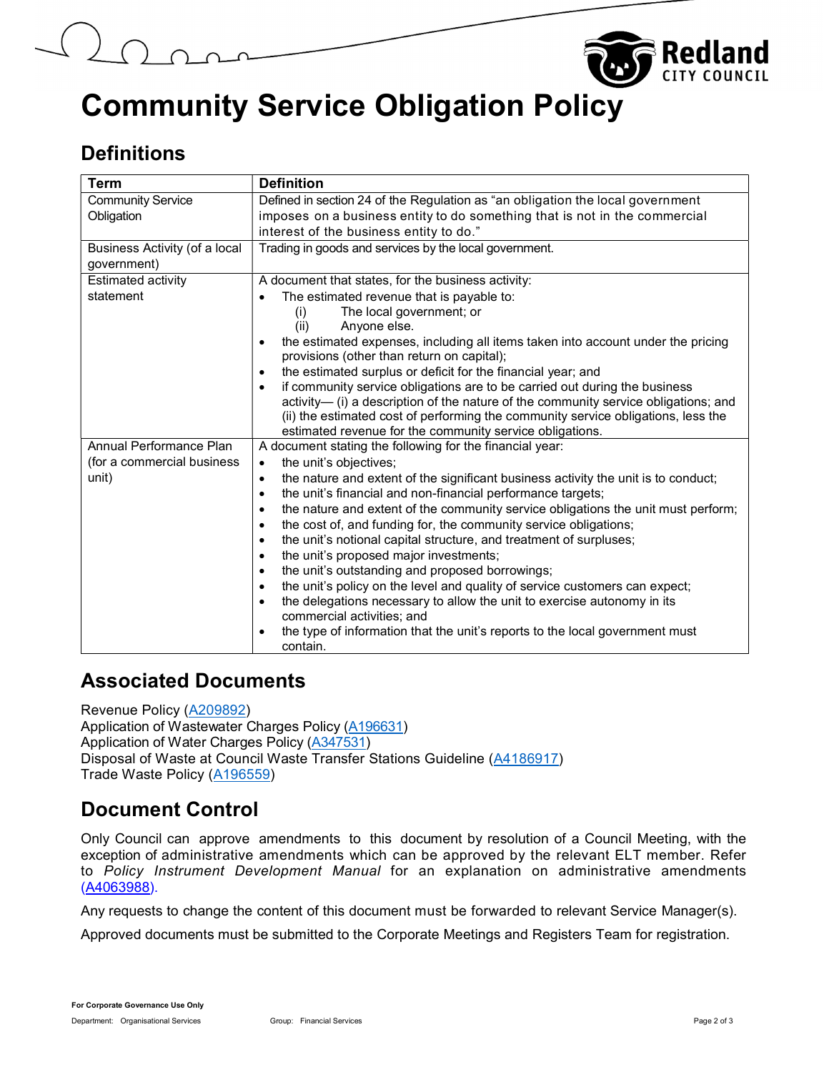# Community Service Obligation Policy

## Definitions

| Term | Definition |
|---|---|
| Community Service Obligation | Defined in section 24 of the Regulation as "an obligation the local government imposes on a business entity to do something that is not in the commercial interest of the business entity to do." |
| Business Activity (of a local government) | Trading in goods and services by the local government. |
| Estimated activity statement | A document that states, for the business activity:<br>• The estimated revenue that is payable to:<br>(i) The local government; or<br>(ii) Anyone else.<br>• the estimated expenses, including all items taken into account under the pricing provisions (other than return on capital);<br>• the estimated surplus or deficit for the financial year; and<br>• if community service obligations are to be carried out during the business activity— (i) a description of the nature of the community service obligations; and (ii) the estimated cost of performing the community service obligations, less the estimated revenue for the community service obligations. |
| Annual Performance Plan (for a commercial business unit) | A document stating the following for the financial year:<br>• the unit's objectives;<br>• the nature and extent of the significant business activity the unit is to conduct;<br>• the unit's financial and non-financial performance targets;<br>• the nature and extent of the community service obligations the unit must perform;<br>• the cost of, and funding for, the community service obligations;<br>• the unit's notional capital structure, and treatment of surpluses;<br>• the unit's proposed major investments;<br>• the unit's outstanding and proposed borrowings;<br>• the unit's policy on the level and quality of service customers can expect;<br>• the delegations necessary to allow the unit to exercise autonomy in its commercial activities; and<br>• the type of information that the unit's reports to the local government must contain. |

## Associated Documents

Revenue Policy (A209892)
Application of Wastewater Charges Policy (A196631)
Application of Water Charges Policy (A347531)
Disposal of Waste at Council Waste Transfer Stations Guideline (A4186917)
Trade Waste Policy (A196559)

## Document Control

Only Council can approve amendments to this document by resolution of a Council Meeting, with the exception of administrative amendments which can be approved by the relevant ELT member. Refer to *Policy Instrument Development Manual* for an explanation on administrative amendments (A4063988).

Any requests to change the content of this document must be forwarded to relevant Service Manager(s).

Approved documents must be submitted to the Corporate Meetings and Registers Team for registration.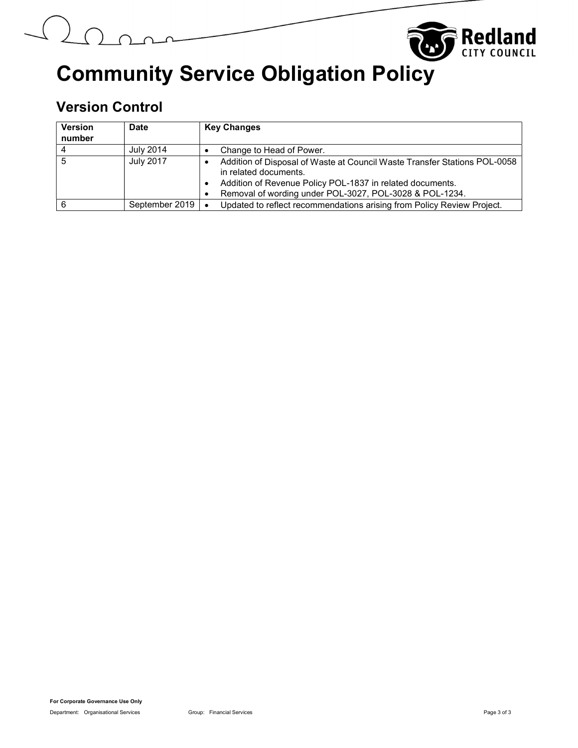# Community Service Obligation Policy

## Version Control

| Version number | Date | Key Changes |
|---|---|---|
| 4 | July 2014 | • Change to Head of Power. |
| 5 | July 2017 | • Addition of Disposal of Waste at Council Waste Transfer Stations POL-0058 in related documents.<br>• Addition of Revenue Policy POL-1837 in related documents.<br>• Removal of wording under POL-3027, POL-3028 & POL-1234. |
| 6 | September 2019 | • Updated to reflect recommendations arising from Policy Review Project. |

**For Corporate Governance Use Only**

Department: Organisational Services Group: Financial Services